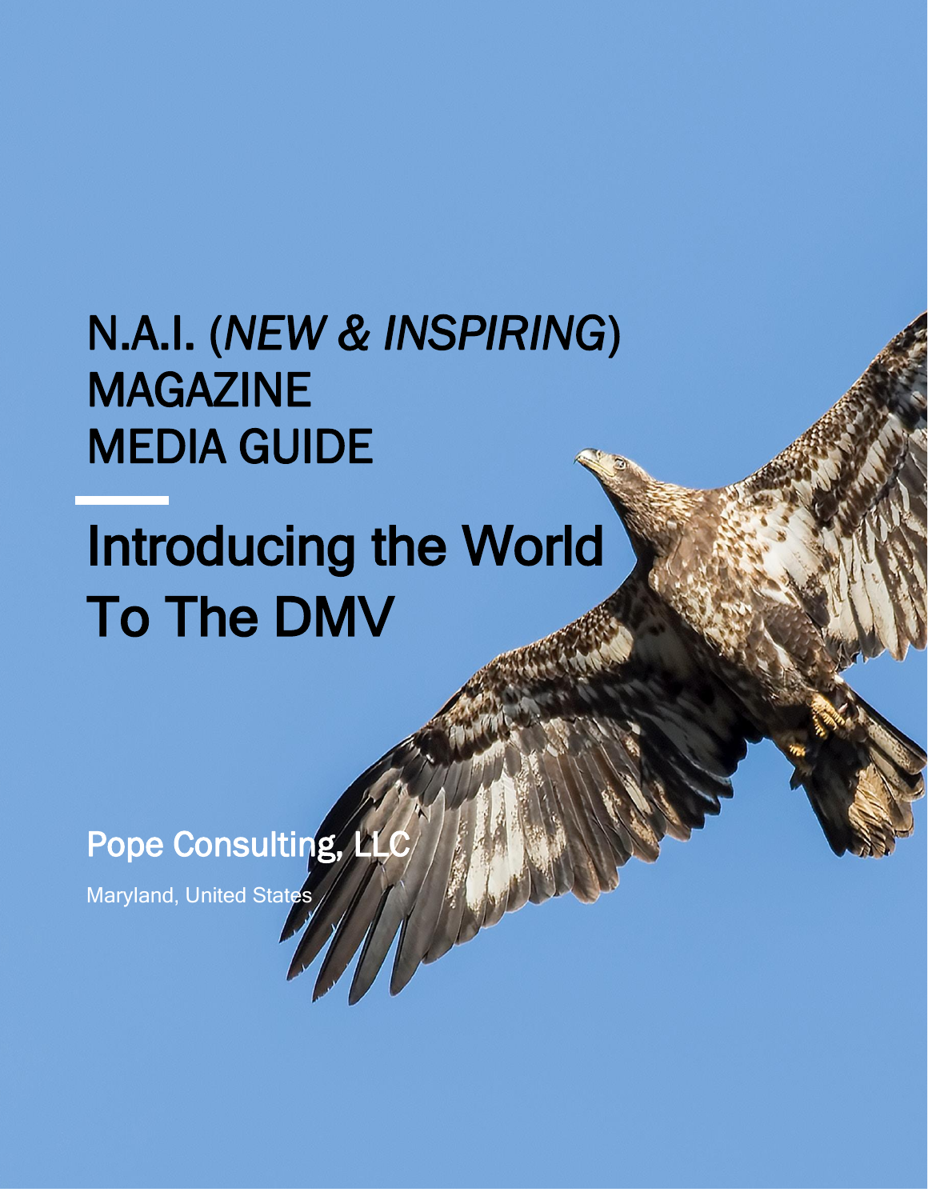# N.A.I. (*NEW & INSPIRING*) MAGAZINE MEDIA GUIDE

## Introducing the World To The DMV

Pope Consulting, LLC

Maryland, United States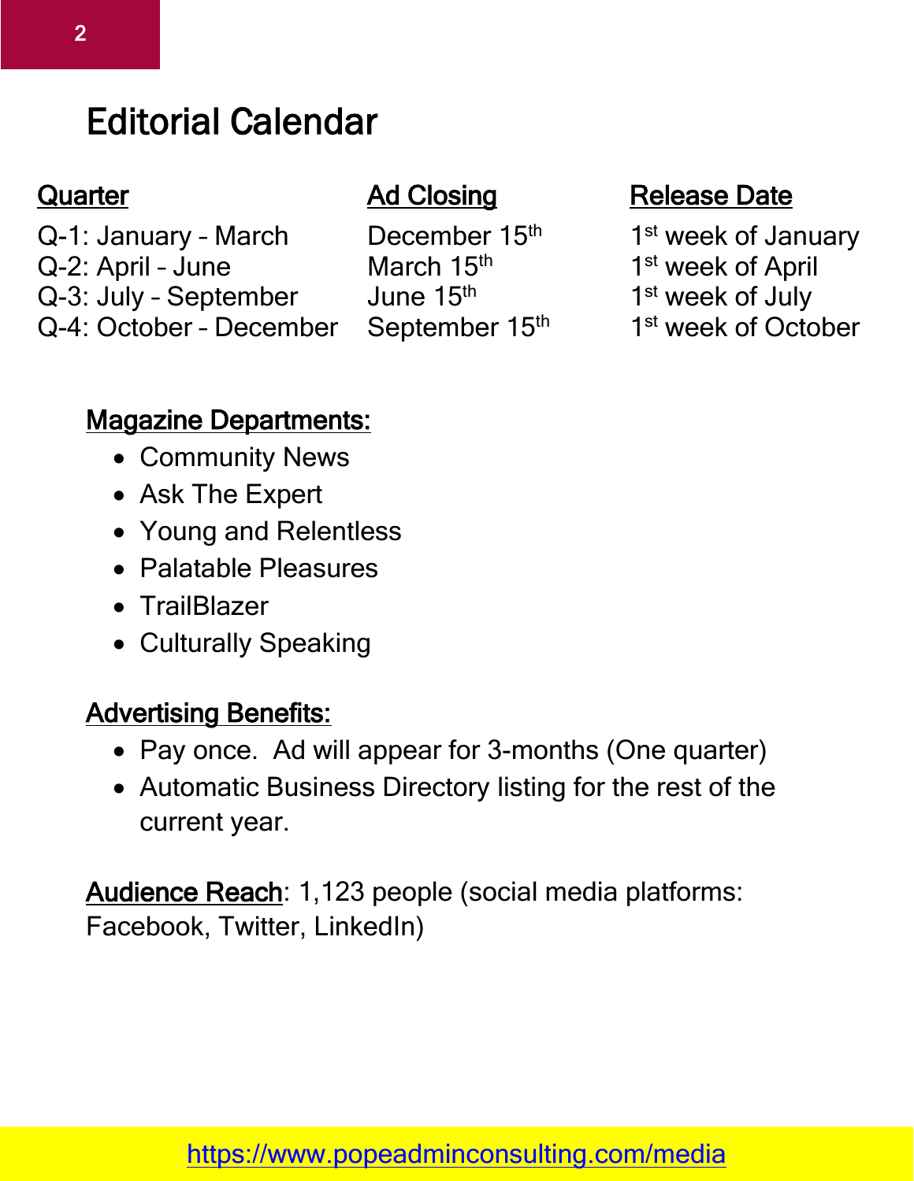# Editorial Calendar

| Quarter | Ad Closing | Release Date |
|---|---|---|
| Q-1: January – March | December 15th | 1st week of January |
| Q-2: April – June | March 15th | 1st week of April |
| Q-3: July – September | June 15th | 1st week of July |
| Q-4: October – December | September 15th | 1st week of October |

## Magazine Departments:

- Community News
- Ask The Expert
- Young and Relentless
- Palatable Pleasures
- TrailBlazer
- Culturally Speaking

## Advertising Benefits:

- Pay once. Ad will appear for 3-months (One quarter)
- Automatic Business Directory listing for the rest of the current year.

Audience Reach: 1,123 people (social media platforms: Facebook, Twitter, LinkedIn)

https://www.popeadminconsulting.com/media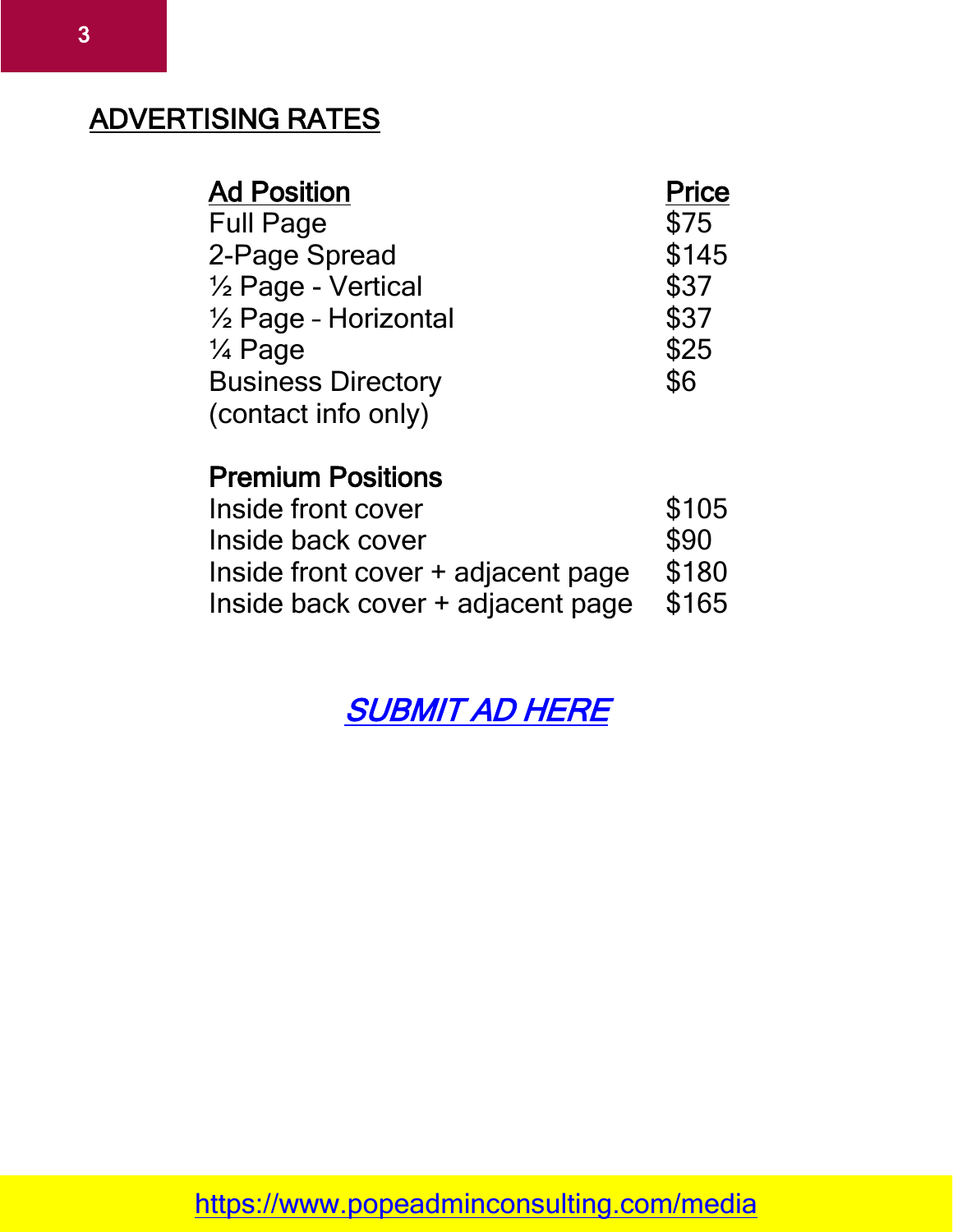## ADVERTISING RATES

| Ad Position | Price |
|---|---|
| Full Page | $75 |
| 2-Page Spread | $145 |
| ½ Page - Vertical | $37 |
| ½ Page – Horizontal | $37 |
| ¼ Page | $25 |
| Business Directory (contact info only) | $6 |
| **Premium Positions** | |
| Inside front cover | $105 |
| Inside back cover | $90 |
| Inside front cover + adjacent page | $180 |
| Inside back cover + adjacent page | $165 |

*SUBMIT AD HERE*

https://www.popeadminconsulting.com/media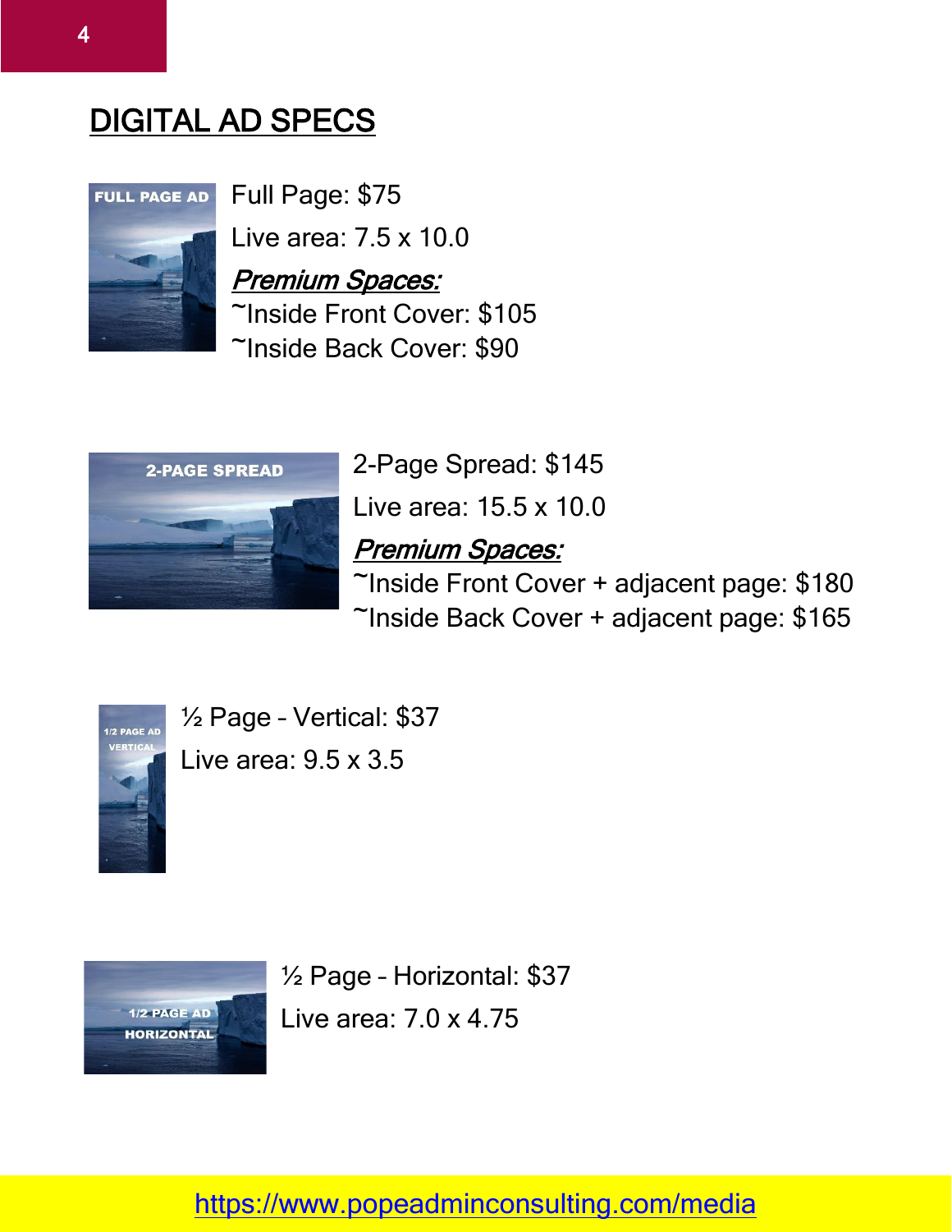# DIGITAL AD SPECS

Full Page: $75

Live area: 7.5 x 10.0

***Premium Spaces:***

~Inside Front Cover: $105

~Inside Back Cover: $90

2-Page Spread: $145

Live area: 15.5 x 10.0

***Premium Spaces:***

~Inside Front Cover + adjacent page: $180

~Inside Back Cover + adjacent page: $165

½ Page – Vertical: $37

Live area: 9.5 x 3.5

½ Page – Horizontal: $37

Live area: 7.0 x 4.75

https://www.popeadminconsulting.com/media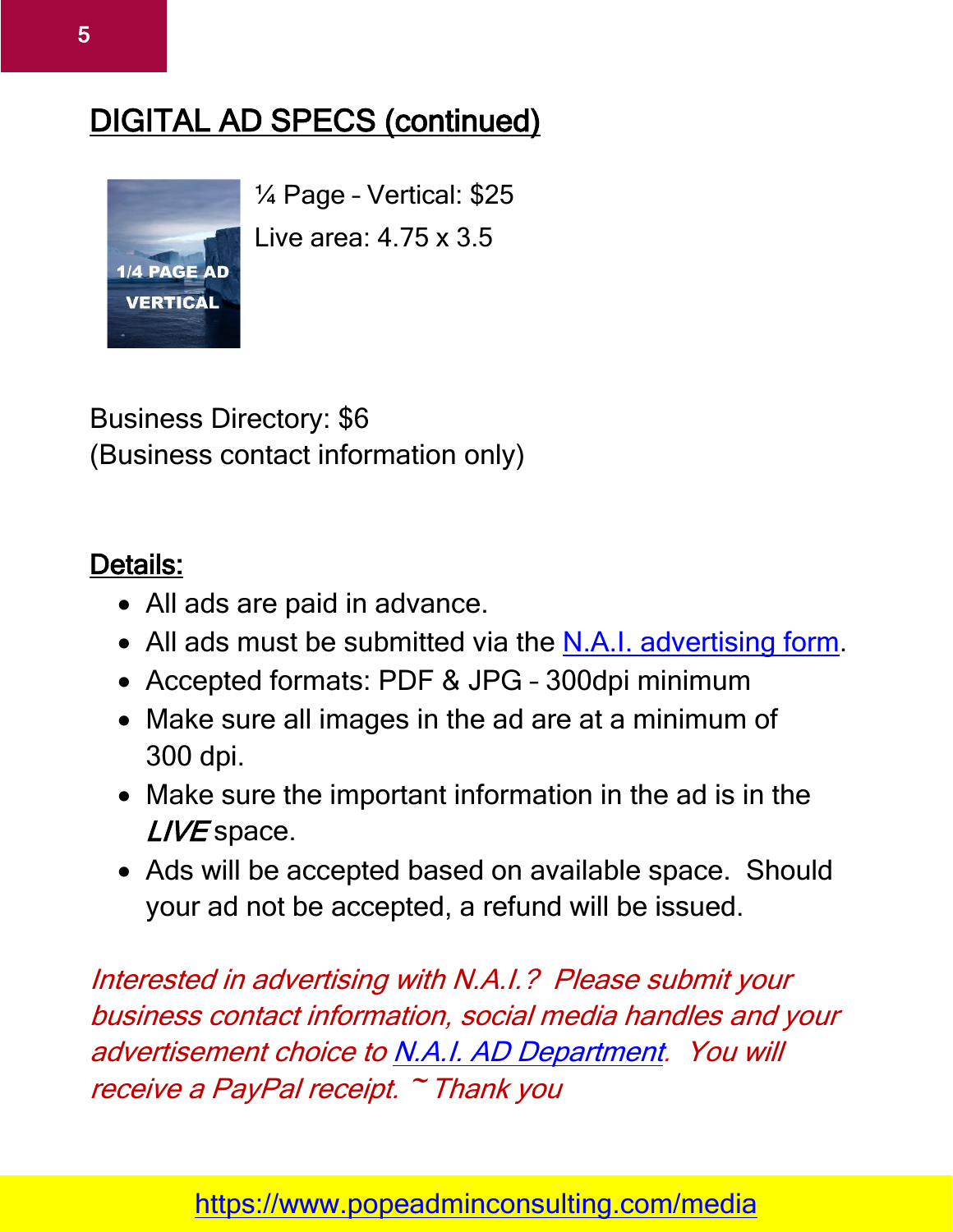## DIGITAL AD SPECS (continued)

¼ Page – Vertical: $25

Live area: 4.75 x 3.5

Business Directory: $6
(Business contact information only)

**Details:**

- All ads are paid in advance.
- All ads must be submitted via the N.A.I. advertising form.
- Accepted formats: PDF & JPG – 300dpi minimum
- Make sure all images in the ad are at a minimum of 300 dpi.
- Make sure the important information in the ad is in the *LIVE* space.
- Ads will be accepted based on available space. Should your ad not be accepted, a refund will be issued.

*Interested in advertising with N.A.I.? Please submit your business contact information, social media handles and your advertisement choice to N.A.I. AD Department. You will receive a PayPal receipt. ~ Thank you*

https://www.popeadminconsulting.com/media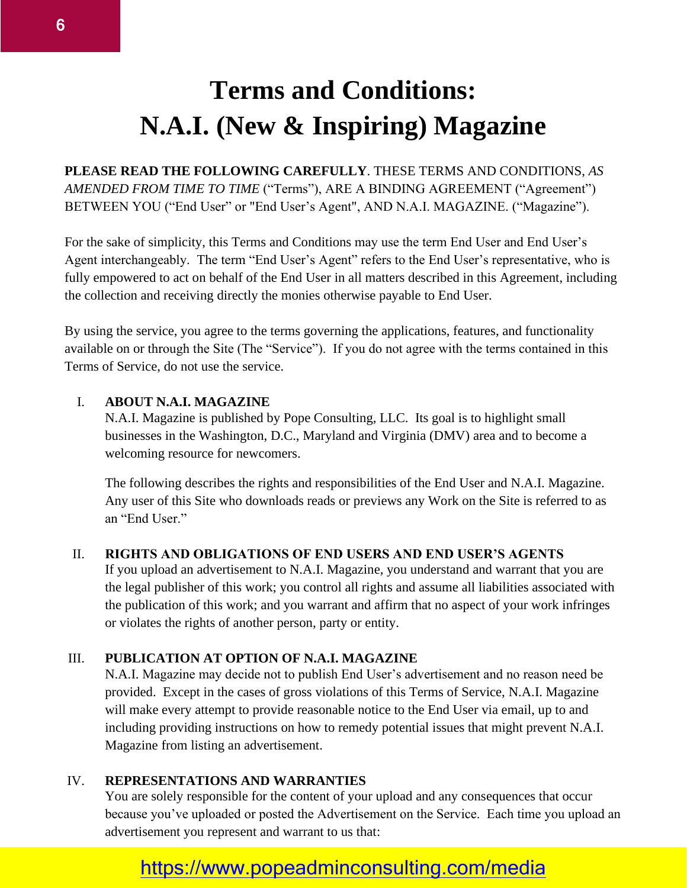# Terms and Conditions:
# N.A.I. (New & Inspiring) Magazine

**PLEASE READ THE FOLLOWING CAREFULLY**. THESE TERMS AND CONDITIONS, *AS AMENDED FROM TIME TO TIME* ("Terms"), ARE A BINDING AGREEMENT ("Agreement") BETWEEN YOU ("End User" or "End User's Agent", AND N.A.I. MAGAZINE. ("Magazine").

For the sake of simplicity, this Terms and Conditions may use the term End User and End User's Agent interchangeably. The term "End User's Agent" refers to the End User's representative, who is fully empowered to act on behalf of the End User in all matters described in this Agreement, including the collection and receiving directly the monies otherwise payable to End User.

By using the service, you agree to the terms governing the applications, features, and functionality available on or through the Site (The "Service"). If you do not agree with the terms contained in this Terms of Service, do not use the service.

## I. ABOUT N.A.I. MAGAZINE

N.A.I. Magazine is published by Pope Consulting, LLC. Its goal is to highlight small businesses in the Washington, D.C., Maryland and Virginia (DMV) area and to become a welcoming resource for newcomers.

The following describes the rights and responsibilities of the End User and N.A.I. Magazine. Any user of this Site who downloads reads or previews any Work on the Site is referred to as an "End User."

## II. RIGHTS AND OBLIGATIONS OF END USERS AND END USER'S AGENTS

If you upload an advertisement to N.A.I. Magazine, you understand and warrant that you are the legal publisher of this work; you control all rights and assume all liabilities associated with the publication of this work; and you warrant and affirm that no aspect of your work infringes or violates the rights of another person, party or entity.

## III. PUBLICATION AT OPTION OF N.A.I. MAGAZINE

N.A.I. Magazine may decide not to publish End User's advertisement and no reason need be provided. Except in the cases of gross violations of this Terms of Service, N.A.I. Magazine will make every attempt to provide reasonable notice to the End User via email, up to and including providing instructions on how to remedy potential issues that might prevent N.A.I. Magazine from listing an advertisement.

## IV. REPRESENTATIONS AND WARRANTIES

You are solely responsible for the content of your upload and any consequences that occur because you've uploaded or posted the Advertisement on the Service. Each time you upload an advertisement you represent and warrant to us that:

https://www.popeadminconsulting.com/media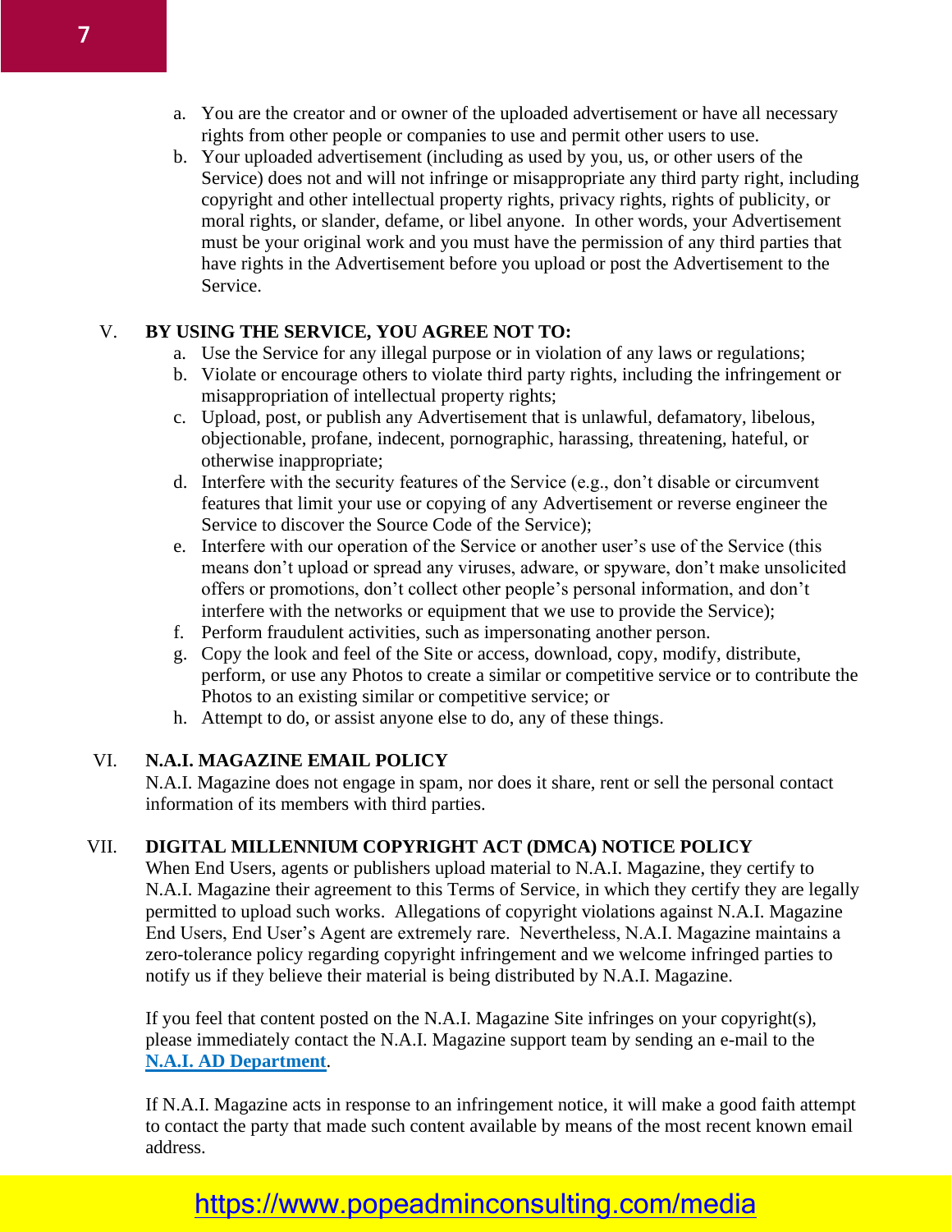a. You are the creator and or owner of the uploaded advertisement or have all necessary rights from other people or companies to use and permit other users to use.
b. Your uploaded advertisement (including as used by you, us, or other users of the Service) does not and will not infringe or misappropriate any third party right, including copyright and other intellectual property rights, privacy rights, rights of publicity, or moral rights, or slander, defame, or libel anyone. In other words, your Advertisement must be your original work and you must have the permission of any third parties that have rights in the Advertisement before you upload or post the Advertisement to the Service.

## V. BY USING THE SERVICE, YOU AGREE NOT TO:

a. Use the Service for any illegal purpose or in violation of any laws or regulations;
b. Violate or encourage others to violate third party rights, including the infringement or misappropriation of intellectual property rights;
c. Upload, post, or publish any Advertisement that is unlawful, defamatory, libelous, objectionable, profane, indecent, pornographic, harassing, threatening, hateful, or otherwise inappropriate;
d. Interfere with the security features of the Service (e.g., don't disable or circumvent features that limit your use or copying of any Advertisement or reverse engineer the Service to discover the Source Code of the Service);
e. Interfere with our operation of the Service or another user's use of the Service (this means don't upload or spread any viruses, adware, or spyware, don't make unsolicited offers or promotions, don't collect other people's personal information, and don't interfere with the networks or equipment that we use to provide the Service);
f. Perform fraudulent activities, such as impersonating another person.
g. Copy the look and feel of the Site or access, download, copy, modify, distribute, perform, or use any Photos to create a similar or competitive service or to contribute the Photos to an existing similar or competitive service; or
h. Attempt to do, or assist anyone else to do, any of these things.

## VI. N.A.I. MAGAZINE EMAIL POLICY

N.A.I. Magazine does not engage in spam, nor does it share, rent or sell the personal contact information of its members with third parties.

## VII. DIGITAL MILLENNIUM COPYRIGHT ACT (DMCA) NOTICE POLICY

When End Users, agents or publishers upload material to N.A.I. Magazine, they certify to N.A.I. Magazine their agreement to this Terms of Service, in which they certify they are legally permitted to upload such works. Allegations of copyright violations against N.A.I. Magazine End Users, End User's Agent are extremely rare. Nevertheless, N.A.I. Magazine maintains a zero-tolerance policy regarding copyright infringement and we welcome infringed parties to notify us if they believe their material is being distributed by N.A.I. Magazine.

If you feel that content posted on the N.A.I. Magazine Site infringes on your copyright(s), please immediately contact the N.A.I. Magazine support team by sending an e-mail to the **N.A.I. AD Department**.

If N.A.I. Magazine acts in response to an infringement notice, it will make a good faith attempt to contact the party that made such content available by means of the most recent known email address.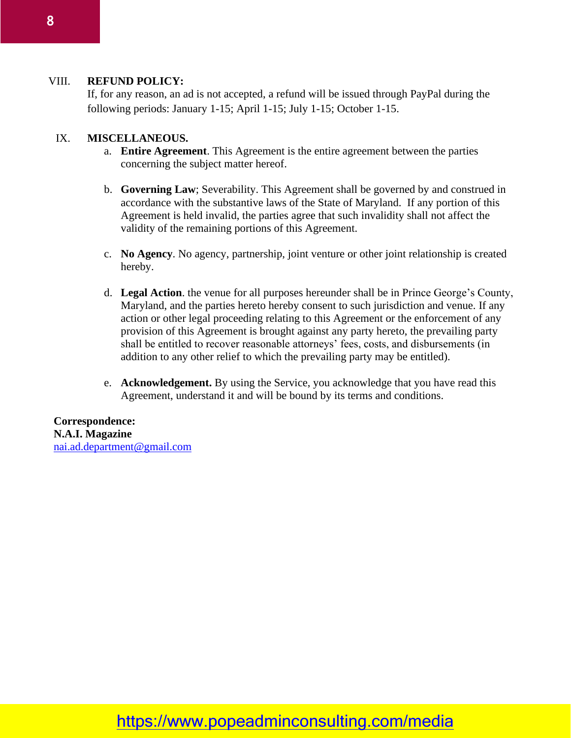VIII. **REFUND POLICY:**

If, for any reason, an ad is not accepted, a refund will be issued through PayPal during the following periods: January 1-15; April 1-15; July 1-15; October 1-15.

IX. **MISCELLANEOUS.**

a. **Entire Agreement**. This Agreement is the entire agreement between the parties concerning the subject matter hereof.

b. **Governing Law**; Severability. This Agreement shall be governed by and construed in accordance with the substantive laws of the State of Maryland. If any portion of this Agreement is held invalid, the parties agree that such invalidity shall not affect the validity of the remaining portions of this Agreement.

c. **No Agency**. No agency, partnership, joint venture or other joint relationship is created hereby.

d. **Legal Action**. the venue for all purposes hereunder shall be in Prince George's County, Maryland, and the parties hereto hereby consent to such jurisdiction and venue. If any action or other legal proceeding relating to this Agreement or the enforcement of any provision of this Agreement is brought against any party hereto, the prevailing party shall be entitled to recover reasonable attorneys' fees, costs, and disbursements (in addition to any other relief to which the prevailing party may be entitled).

e. **Acknowledgement.** By using the Service, you acknowledge that you have read this Agreement, understand it and will be bound by its terms and conditions.

**Correspondence:**
**N.A.I. Magazine**
nai.ad.department@gmail.com